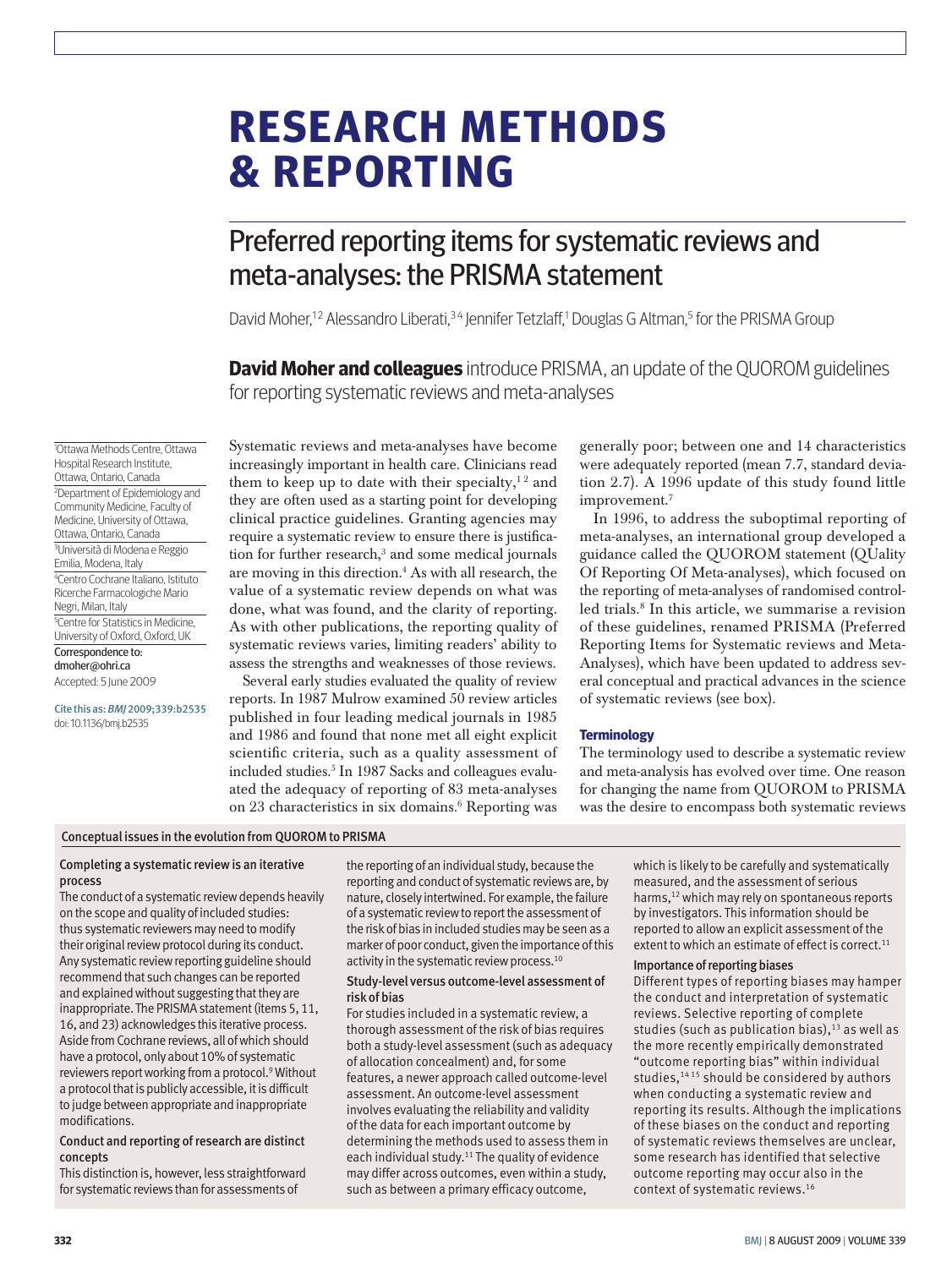# RESEARCH METHODS & REPORTING

## Preferred reporting items for systematic reviews and meta-analyses: the PRISMA statement

David Moher,[1,2] Alessandro Liberati,[3,4] Jennifer Tetzlaff,[1] Douglas G Altman,[5] for the PRISMA Group

**David Moher and colleagues** introduce PRISMA, an update of the QUOROM guidelines for reporting systematic reviews and meta-analyses

[1]Ottawa Methods Centre, Ottawa Hospital Research Institute, Ottawa, Ontario, Canada
[2]Department of Epidemiology and Community Medicine, Faculty of Medicine, University of Ottawa, Ottawa, Ontario, Canada
[3]Università di Modena e Reggio Emilia, Modena, Italy
[4]Centro Cochrane Italiano, Istituto Ricerche Farmacologiche Mario Negri, Milan, Italy
[5]Centre for Statistics in Medicine, University of Oxford, Oxford, UK

Correspondence to: dmoher@ohri.ca

Accepted: 5 June 2009

Cite this as: *BMJ* 2009;339:b2535
doi: 10.1136/bmj.b2535

Systematic reviews and meta-analyses have become increasingly important in health care. Clinicians read them to keep up to date with their specialty,[1,2] and they are often used as a starting point for developing clinical practice guidelines. Granting agencies may require a systematic review to ensure there is justification for further research,[3] and some medical journals are moving in this direction.[4] As with all research, the value of a systematic review depends on what was done, what was found, and the clarity of reporting. As with other publications, the reporting quality of systematic reviews varies, limiting readers' ability to assess the strengths and weaknesses of those reviews.

Several early studies evaluated the quality of review reports. In 1987 Mulrow examined 50 review articles published in four leading medical journals in 1985 and 1986 and found that none met all eight explicit scientific criteria, such as a quality assessment of included studies.[5] In 1987 Sacks and colleagues evaluated the adequacy of reporting of 83 meta-analyses on 23 characteristics in six domains.[6] Reporting was generally poor; between one and 14 characteristics were adequately reported (mean 7.7, standard deviation 2.7). A 1996 update of this study found little improvement.[7]

In 1996, to address the suboptimal reporting of meta-analyses, an international group developed a guidance called the QUOROM statement (QUality Of Reporting Of Meta-analyses), which focused on the reporting of meta-analyses of randomised controlled trials.[8] In this article, we summarise a revision of these guidelines, renamed PRISMA (Preferred Reporting Items for Systematic reviews and Meta-Analyses), which have been updated to address several conceptual and practical advances in the science of systematic reviews (see box).

### Terminology

The terminology used to describe a systematic review and meta-analysis has evolved over time. One reason for changing the name from QUOROM to PRISMA was the desire to encompass both systematic reviews

---

**Conceptual issues in the evolution from QUOROM to PRISMA**

**Completing a systematic review is an iterative process**

The conduct of a systematic review depends heavily on the scope and quality of included studies: thus systematic reviewers may need to modify their original review protocol during its conduct. Any systematic review reporting guideline should recommend that such changes can be reported and explained without suggesting that they are inappropriate. The PRISMA statement (items 5, 11, 16, and 23) acknowledges this iterative process. Aside from Cochrane reviews, all of which should have a protocol, only about 10% of systematic reviewers report working from a protocol.[9] Without a protocol that is publicly accessible, it is difficult to judge between appropriate and inappropriate modifications.

**Conduct and reporting of research are distinct concepts**

This distinction is, however, less straightforward for systematic reviews than for assessments of the reporting of an individual study, because the reporting and conduct of systematic reviews are, by nature, closely intertwined. For example, the failure of a systematic review to report the assessment of the risk of bias in included studies may be seen as a marker of poor conduct, given the importance of this activity in the systematic review process.[10]

**Study-level versus outcome-level assessment of risk of bias**

For studies included in a systematic review, a thorough assessment of the risk of bias requires both a study-level assessment (such as adequacy of allocation concealment) and, for some features, a newer approach called outcome-level assessment. An outcome-level assessment involves evaluating the reliability and validity of the data for each important outcome by determining the methods used to assess them in each individual study.[11] The quality of evidence may differ across outcomes, even within a study, such as between a primary efficacy outcome, which is likely to be carefully and systematically measured, and the assessment of serious harms,[12] which may rely on spontaneous reports by investigators. This information should be reported to allow an explicit assessment of the extent to which an estimate of effect is correct.[11]

**Importance of reporting biases**

Different types of reporting biases may hamper the conduct and interpretation of systematic reviews. Selective reporting of complete studies (such as publication bias),[13] as well as the more recently empirically demonstrated "outcome reporting bias" within individual studies,[14,15] should be considered by authors when conducting a systematic review and reporting its results. Although the implications of these biases on the conduct and reporting of systematic reviews themselves are unclear, some research has identified that selective outcome reporting may occur also in the context of systematic reviews.[16]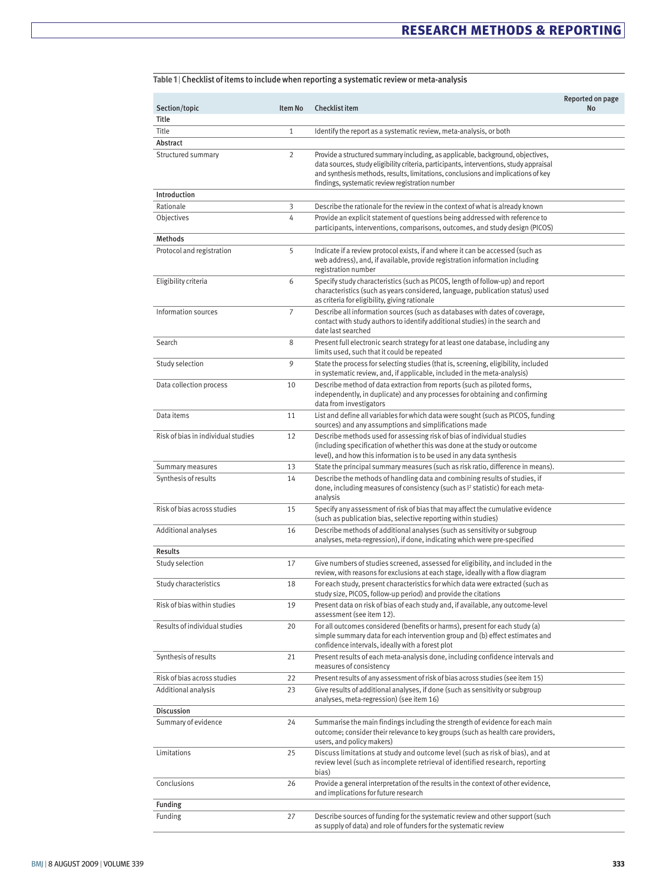**Table 1** | Checklist of items to include when reporting a systematic review or meta-analysis

| Section/topic | Item No | Checklist item | Reported on page No |
|---|---|---|---|
| **Title** | | | |
| Title | 1 | Identify the report as a systematic review, meta-analysis, or both | |
| **Abstract** | | | |
| Structured summary | 2 | Provide a structured summary including, as applicable, background, objectives, data sources, study eligibility criteria, participants, interventions, study appraisal and synthesis methods, results, limitations, conclusions and implications of key findings, systematic review registration number | |
| **Introduction** | | | |
| Rationale | 3 | Describe the rationale for the review in the context of what is already known | |
| Objectives | 4 | Provide an explicit statement of questions being addressed with reference to participants, interventions, comparisons, outcomes, and study design (PICOS) | |
| **Methods** | | | |
| Protocol and registration | 5 | Indicate if a review protocol exists, if and where it can be accessed (such as web address), and, if available, provide registration information including registration number | |
| Eligibility criteria | 6 | Specify study characteristics (such as PICOS, length of follow-up) and report characteristics (such as years considered, language, publication status) used as criteria for eligibility, giving rationale | |
| Information sources | 7 | Describe all information sources (such as databases with dates of coverage, contact with study authors to identify additional studies) in the search and date last searched | |
| Search | 8 | Present full electronic search strategy for at least one database, including any limits used, such that it could be repeated | |
| Study selection | 9 | State the process for selecting studies (that is, screening, eligibility, included in systematic review, and, if applicable, included in the meta-analysis) | |
| Data collection process | 10 | Describe method of data extraction from reports (such as piloted forms, independently, in duplicate) and any processes for obtaining and confirming data from investigators | |
| Data items | 11 | List and define all variables for which data were sought (such as PICOS, funding sources) and any assumptions and simplifications made | |
| Risk of bias in individual studies | 12 | Describe methods used for assessing risk of bias of individual studies (including specification of whether this was done at the study or outcome level), and how this information is to be used in any data synthesis | |
| Summary measures | 13 | State the principal summary measures (such as risk ratio, difference in means). | |
| Synthesis of results | 14 | Describe the methods of handling data and combining results of studies, if done, including measures of consistency (such as $I^2$ statistic) for each meta-analysis | |
| Risk of bias across studies | 15 | Specify any assessment of risk of bias that may affect the cumulative evidence (such as publication bias, selective reporting within studies) | |
| Additional analyses | 16 | Describe methods of additional analyses (such as sensitivity or subgroup analyses, meta-regression), if done, indicating which were pre-specified | |
| **Results** | | | |
| Study selection | 17 | Give numbers of studies screened, assessed for eligibility, and included in the review, with reasons for exclusions at each stage, ideally with a flow diagram | |
| Study characteristics | 18 | For each study, present characteristics for which data were extracted (such as study size, PICOS, follow-up period) and provide the citations | |
| Risk of bias within studies | 19 | Present data on risk of bias of each study and, if available, any outcome-level assessment (see item 12). | |
| Results of individual studies | 20 | For all outcomes considered (benefits or harms), present for each study (a) simple summary data for each intervention group and (b) effect estimates and confidence intervals, ideally with a forest plot | |
| Synthesis of results | 21 | Present results of each meta-analysis done, including confidence intervals and measures of consistency | |
| Risk of bias across studies | 22 | Present results of any assessment of risk of bias across studies (see item 15) | |
| Additional analysis | 23 | Give results of additional analyses, if done (such as sensitivity or subgroup analyses, meta-regression) (see item 16) | |
| **Discussion** | | | |
| Summary of evidence | 24 | Summarise the main findings including the strength of evidence for each main outcome; consider their relevance to key groups (such as health care providers, users, and policy makers) | |
| Limitations | 25 | Discuss limitations at study and outcome level (such as risk of bias), and at review level (such as incomplete retrieval of identified research, reporting bias) | |
| Conclusions | 26 | Provide a general interpretation of the results in the context of other evidence, and implications for future research | |
| **Funding** | | | |
| Funding | 27 | Describe sources of funding for the systematic review and other support (such as supply of data) and role of funders for the systematic review | |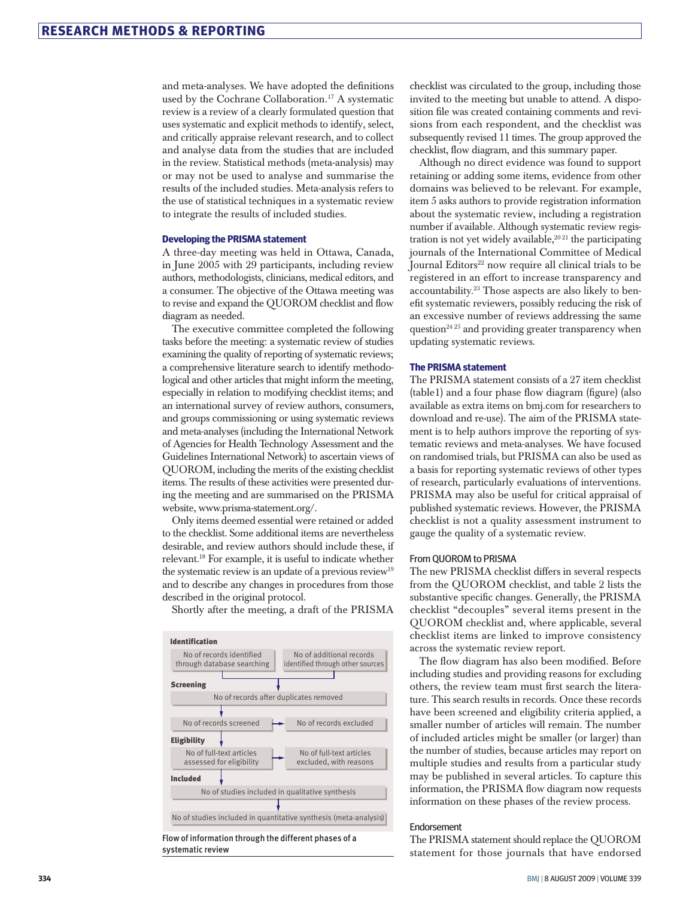and meta-analyses. We have adopted the definitions used by the Cochrane Collaboration.[17] A systematic review is a review of a clearly formulated question that uses systematic and explicit methods to identify, select, and critically appraise relevant research, and to collect and analyse data from the studies that are included in the review. Statistical methods (meta-analysis) may or may not be used to analyse and summarise the results of the included studies. Meta-analysis refers to the use of statistical techniques in a systematic review to integrate the results of included studies.

### Developing the PRISMA statement

A three-day meeting was held in Ottawa, Canada, in June 2005 with 29 participants, including review authors, methodologists, clinicians, medical editors, and a consumer. The objective of the Ottawa meeting was to revise and expand the QUOROM checklist and flow diagram as needed.

The executive committee completed the following tasks before the meeting: a systematic review of studies examining the quality of reporting of systematic reviews; a comprehensive literature search to identify methodological and other articles that might inform the meeting, especially in relation to modifying checklist items; and an international survey of review authors, consumers, and groups commissioning or using systematic reviews and meta-analyses (including the International Network of Agencies for Health Technology Assessment and the Guidelines International Network) to ascertain views of QUOROM, including the merits of the existing checklist items. The results of these activities were presented during the meeting and are summarised on the PRISMA website, www.prisma-statement.org/.

Only items deemed essential were retained or added to the checklist. Some additional items are nevertheless desirable, and review authors should include these, if relevant.[18] For example, it is useful to indicate whether the systematic review is an update of a previous review[19] and to describe any changes in procedures from those described in the original protocol.

Shortly after the meeting, a draft of the PRISMA checklist was circulated to the group, including those invited to the meeting but unable to attend. A disposition file was created containing comments and revisions from each respondent, and the checklist was subsequently revised 11 times. The group approved the checklist, flow diagram, and this summary paper.

Although no direct evidence was found to support retaining or adding some items, evidence from other domains was believed to be relevant. For example, item 5 asks authors to provide registration information about the systematic review, including a registration number if available. Although systematic review registration is not yet widely available,[20,21] the participating journals of the International Committee of Medical Journal Editors[22] now require all clinical trials to be registered in an effort to increase transparency and accountability.[23] Those aspects are also likely to benefit systematic reviewers, possibly reducing the risk of an excessive number of reviews addressing the same question[24,25] and providing greater transparency when updating systematic reviews.

**Identification**
- No of records identified through database searching
- No of additional records identified through other sources

**Screening**
- No of records after duplicates removed
- No of records screened → No of records excluded

**Eligibility**
- No of full-text articles assessed for eligibility → No of full-text articles excluded, with reasons

**Included**
- No of studies included in qualitative synthesis
- No of studies included in quantitative synthesis (meta-analysis)

Flow of information through the different phases of a systematic review

### The PRISMA statement

The PRISMA statement consists of a 27 item checklist (table1) and a four phase flow diagram (figure) (also available as extra items on bmj.com for researchers to download and re-use). The aim of the PRISMA statement is to help authors improve the reporting of systematic reviews and meta-analyses. We have focused on randomised trials, but PRISMA can also be used as a basis for reporting systematic reviews of other types of research, particularly evaluations of interventions. PRISMA may also be useful for critical appraisal of published systematic reviews. However, the PRISMA checklist is not a quality assessment instrument to gauge the quality of a systematic review.

#### From QUOROM to PRISMA

The new PRISMA checklist differs in several respects from the QUOROM checklist, and table 2 lists the substantive specific changes. Generally, the PRISMA checklist "decouples" several items present in the QUOROM checklist and, where applicable, several checklist items are linked to improve consistency across the systematic review report.

The flow diagram has also been modified. Before including studies and providing reasons for excluding others, the review team must first search the literature. This search results in records. Once these records have been screened and eligibility criteria applied, a smaller number of articles will remain. The number of included articles might be smaller (or larger) than the number of studies, because articles may report on multiple studies and results from a particular study may be published in several articles. To capture this information, the PRISMA flow diagram now requests information on these phases of the review process.

#### Endorsement

The PRISMA statement should replace the QUOROM statement for those journals that have endorsed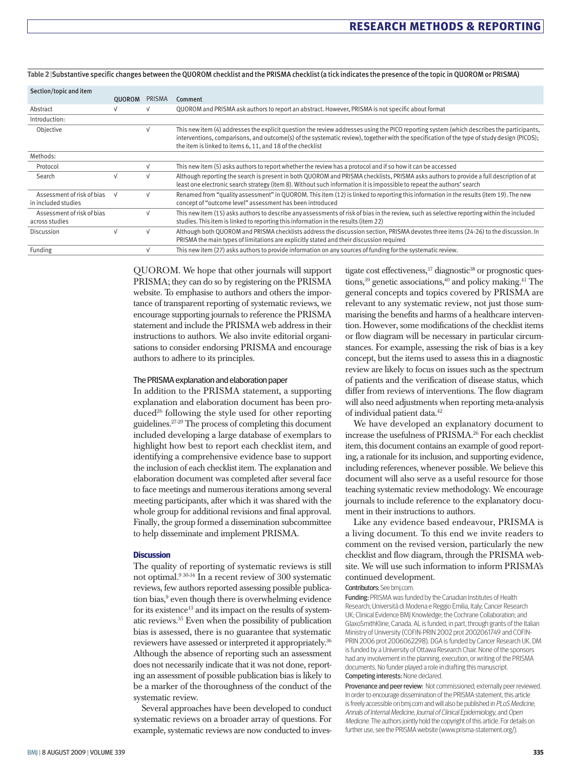**Table 2** | Substantive specific changes between the QUOROM checklist and the PRISMA checklist (a tick indicates the presence of the topic in QUOROM or PRISMA)

| Section/topic and item | QUOROM | PRISMA | Comment |
|---|---|---|---|
| Abstract | √ | √ | QUOROM and PRISMA ask authors to report an abstract. However, PRISMA is not specific about format |
| Introduction: | | | |
| Objective | | √ | This new item (4) addresses the explicit question the review addresses using the PICO reporting system (which describes the participants, interventions, comparisons, and outcome(s) of the systematic review), together with the specification of the type of study design (PICOS); the item is linked to items 6, 11, and 18 of the checklist |
| Methods: | | | |
| Protocol | | √ | This new item (5) asks authors to report whether the review has a protocol and if so how it can be accessed |
| Search | √ | √ | Although reporting the search is present in both QUOROM and PRISMA checklists, PRISMA asks authors to provide a full description of at least one electronic search strategy (item 8). Without such information it is impossible to repeat the authors' search |
| Assessment of risk of bias in included studies | √ | √ | Renamed from "quality assessment" in QUOROM. This item (12) is linked to reporting this information in the results (item 19). The new concept of "outcome level" assessment has been introduced |
| Assessment of risk of bias across studies | | √ | This new item (15) asks authors to describe any assessments of risk of bias in the review, such as selective reporting within the included studies. This item is linked to reporting this information in the results (item 22) |
| Discussion | √ | √ | Although both QUOROM and PRISMA checklists address the discussion section, PRISMA devotes three items (24-26) to the discussion. In PRISMA the main types of limitations are explicitly stated and their discussion required |
| Funding | | √ | This new item (27) asks authors to provide information on any sources of funding for the systematic review. |

QUOROM. We hope that other journals will support PRISMA; they can do so by registering on the PRISMA website. To emphasise to authors and others the importance of transparent reporting of systematic reviews, we encourage supporting journals to reference the PRISMA statement and include the PRISMA web address in their instructions to authors. We also invite editorial organisations to consider endorsing PRISMA and encourage authors to adhere to its principles.

### The PRISMA explanation and elaboration paper

In addition to the PRISMA statement, a supporting explanation and elaboration document has been produced[26] following the style used for other reporting guidelines.[27-29] The process of completing this document included developing a large database of exemplars to highlight how best to report each checklist item, and identifying a comprehensive evidence base to support the inclusion of each checklist item. The explanation and elaboration document was completed after several face to face meetings and numerous iterations among several meeting participants, after which it was shared with the whole group for additional revisions and final approval. Finally, the group formed a dissemination subcommittee to help disseminate and implement PRISMA.

## Discussion

The quality of reporting of systematic reviews is still not optimal.[9 30-34] In a recent review of 300 systematic reviews, few authors reported assessing possible publication bias,[9] even though there is overwhelming evidence for its existence[13] and its impact on the results of systematic reviews.[35] Even when the possibility of publication bias is assessed, there is no guarantee that systematic reviewers have assessed or interpreted it appropriately.[36] Although the absence of reporting such an assessment does not necessarily indicate that it was not done, reporting an assessment of possible publication bias is likely to be a marker of the thoroughness of the conduct of the systematic review.

Several approaches have been developed to conduct systematic reviews on a broader array of questions. For example, systematic reviews are now conducted to investigate cost effectiveness,[37] diagnostic[38] or prognostic questions,[39] genetic associations,[40] and policy making.[41] The general concepts and topics covered by PRISMA are relevant to any systematic review, not just those summarising the benefits and harms of a healthcare intervention. However, some modifications of the checklist items or flow diagram will be necessary in particular circumstances. For example, assessing the risk of bias is a key concept, but the items used to assess this in a diagnostic review are likely to focus on issues such as the spectrum of patients and the verification of disease status, which differ from reviews of interventions. The flow diagram will also need adjustments when reporting meta-analysis of individual patient data.[42]

We have developed an explanatory document to increase the usefulness of PRISMA.[26] For each checklist item, this document contains an example of good reporting, a rationale for its inclusion, and supporting evidence, including references, whenever possible. We believe this document will also serve as a useful resource for those teaching systematic review methodology. We encourage journals to include reference to the explanatory document in their instructions to authors.

Like any evidence based endeavour, PRISMA is a living document. To this end we invite readers to comment on the revised version, particularly the new checklist and flow diagram, through the PRISMA website. We will use such information to inform PRISMA's continued development.

**Contributors:** See bmj.com.

**Funding:** PRISMA was funded by the Canadian Institutes of Health Research; Università di Modena e Reggio Emilia, Italy; Cancer Research UK; Clinical Evidence BMJ Knowledge; the Cochrane Collaboration; and GlaxoSmithKline, Canada. AL is funded, in part, through grants of the Italian Ministry of University (COFIN-PRIN 2002 prot 2002061749 and COFIN-PRIN 2006 prot 2006062298). DGA is funded by Cancer Research UK. DM is funded by a University of Ottawa Research Chair. None of the sponsors had any involvement in the planning, execution, or writing of the PRISMA documents. No funder played a role in drafting this manuscript.

**Competing interests:** None declared.

**Provenance and peer review:** Not commissioned; externally peer reviewed. In order to encourage dissemination of the PRISMA statement, this article is freely accessible on bmj.com and will also be published in *PLoS Medicine*, *Annals of Internal Medicine*, *Journal of Clinical Epidemiology*, and *Open Medicine*. The authors jointly hold the copyright of this article. For details on further use, see the PRISMA website (www.prisma-statement.org/).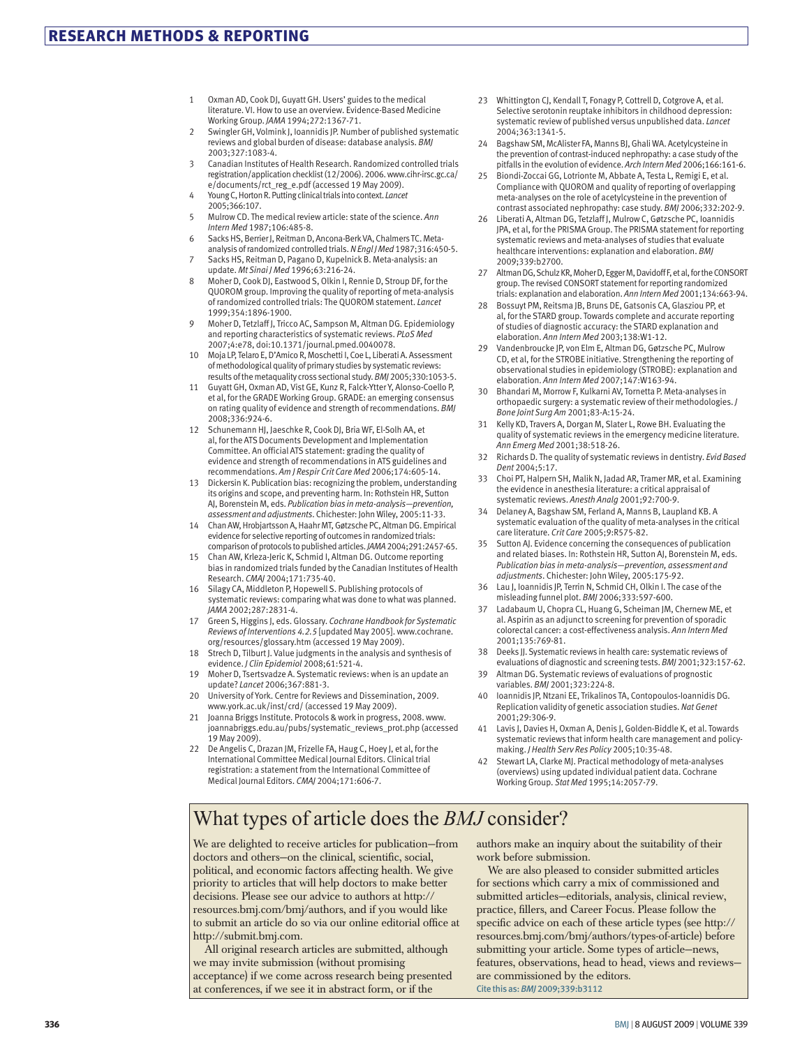1 Oxman AD, Cook DJ, Guyatt GH. Users' guides to the medical literature. VI. How to use an overview. Evidence-Based Medicine Working Group. *JAMA* 1994;272:1367-71.
2 Swingler GH, Volmink J, Ioannidis JP. Number of published systematic reviews and global burden of disease: database analysis. *BMJ* 2003;327:1083-4.
3 Canadian Institutes of Health Research. Randomized controlled trials registration/application checklist (12/2006). 2006. www.cihr-irsc.gc.ca/e/documents/rct_reg_e.pdf (accessed 19 May 2009).
4 Young C, Horton R. Putting clinical trials into context. *Lancet* 2005;366:107.
5 Mulrow CD. The medical review article: state of the science. *Ann Intern Med* 1987;106:485-8.
6 Sacks HS, Berrier J, Reitman D, Ancona-Berk VA, Chalmers TC. Meta-analysis of randomized controlled trials. *N Engl J Med* 1987;316:450-5.
7 Sacks HS, Reitman D, Pagano D, Kupelnick B. Meta-analysis: an update. *Mt Sinai J Med* 1996;63:216-24.
8 Moher D, Cook DJ, Eastwood S, Olkin I, Rennie D, Stroup DF, for the QUOROM group. Improving the quality of reporting of meta-analysis of randomized controlled trials: The QUOROM statement. *Lancet* 1999;354:1896-1900.
9 Moher D, Tetzlaff J, Tricco AC, Sampson M, Altman DG. Epidemiology and reporting characteristics of systematic reviews. *PLoS Med* 2007;4:e78, doi:10.1371/journal.pmed.0040078.
10 Moja LP, Telaro E, D'Amico R, Moschetti I, Coe L, Liberati A. Assessment of methodological quality of primary studies by systematic reviews: results of the metaquality cross sectional study. *BMJ* 2005;330:1053-5.
11 Guyatt GH, Oxman AD, Vist GE, Kunz R, Falck-Ytter Y, Alonso-Coello P, et al, for the GRADE Working Group. GRADE: an emerging consensus on rating quality of evidence and strength of recommendations. *BMJ* 2008;336:924-6.
12 Schunemann HJ, Jaeschke R, Cook DJ, Bria WF, El-Solh AA, et al, for the ATS Documents Development and Implementation Committee. An official ATS statement: grading the quality of evidence and strength of recommendations in ATS guidelines and recommendations. *Am J Respir Crit Care Med* 2006;174:605-14.
13 Dickersin K. Publication bias: recognizing the problem, understanding its origins and scope, and preventing harm. In: Rothstein HR, Sutton AJ, Borenstein M, eds. *Publication bias in meta-analysis—prevention, assessment and adjustments*. Chichester: John Wiley, 2005:11-33.
14 Chan AW, Hrobjartsson A, Haahr MT, Gøtzsche PC, Altman DG. Empirical evidence for selective reporting of outcomes in randomized trials: comparison of protocols to published articles. *JAMA* 2004;291:2457-65.
15 Chan AW, Krleza-Jeric K, Schmid I, Altman DG. Outcome reporting bias in randomized trials funded by the Canadian Institutes of Health Research. *CMAJ* 2004;171:735-40.
16 Silagy CA, Middleton P, Hopewell S. Publishing protocols of systematic reviews: comparing what was done to what was planned. *JAMA* 2002;287:2831-4.
17 Green S, Higgins J, eds. Glossary. *Cochrane Handbook for Systematic Reviews of Interventions 4.2.5* [updated May 2005]. www.cochrane.org/resources/glossary.htm (accessed 19 May 2009).
18 Strech D, Tilburt J. Value judgments in the analysis and synthesis of evidence. *J Clin Epidemiol* 2008;61:521-4.
19 Moher D, Tsertsvadze A. Systematic reviews: when is an update an update? *Lancet* 2006;367:881-3.
20 University of York. Centre for Reviews and Dissemination, 2009. www.york.ac.uk/inst/crd/ (accessed 19 May 2009).
21 Joanna Briggs Institute. Protocols & work in progress, 2008. www.joannabriggs.edu.au/pubs/systematic_reviews_prot.php (accessed 19 May 2009).
22 De Angelis C, Drazan JM, Frizelle FA, Haug C, Hoey J, et al, for the International Committee Medical Journal Editors. Clinical trial registration: a statement from the International Committee of Medical Journal Editors. *CMAJ* 2004;171:606-7.
23 Whittington CJ, Kendall T, Fonagy P, Cottrell D, Cotgrove A, et al. Selective serotonin reuptake inhibitors in childhood depression: systematic review of published versus unpublished data. *Lancet* 2004;363:1341-5.
24 Bagshaw SM, McAlister FA, Manns BJ, Ghali WA. Acetylcysteine in the prevention of contrast-induced nephropathy: a case study of the pitfalls in the evolution of evidence. *Arch Intern Med* 2006;166:161-6.
25 Biondi-Zoccai GG, Lotrionte M, Abbate A, Testa L, Remigi E, et al. Compliance with QUOROM and quality of reporting of overlapping meta-analyses on the role of acetylcysteine in the prevention of contrast associated nephropathy: case study. *BMJ* 2006;332:202-9.
26 Liberati A, Altman DG, Tetzlaff J, Mulrow C, Gøtzsche PC, Ioannidis JPA, et al, for the PRISMA Group. The PRISMA statement for reporting systematic reviews and meta-analyses of studies that evaluate healthcare interventions: explanation and elaboration. *BMJ* 2009;339:b2700.
27 Altman DG, Schulz KR, Moher D, Egger M, Davidoff F, et al, for the CONSORT group. The revised CONSORT statement for reporting randomized trials: explanation and elaboration. *Ann Intern Med* 2001;134:663-94.
28 Bossuyt PM, Reitsma JB, Bruns DE, Gatsonis CA, Glasziou PP, et al, for the STARD group. Towards complete and accurate reporting of studies of diagnostic accuracy: the STARD explanation and elaboration. *Ann Intern Med* 2003;138:W1-12.
29 Vandenbroucke JP, von Elm E, Altman DG, Gøtzsche PC, Mulrow CD, et al, for the STROBE initiative. Strengthening the reporting of observational studies in epidemiology (STROBE): explanation and elaboration. *Ann Intern Med* 2007;147:W163-94.
30 Bhandari M, Morrow F, Kulkarni AV, Tornetta P. Meta-analyses in orthopaedic surgery: a systematic review of their methodologies. *J Bone Joint Surg Am* 2001;83-A:15-24.
31 Kelly KD, Travers A, Dorgan M, Slater L, Rowe BH. Evaluating the quality of systematic reviews in the emergency medicine literature. *Ann Emerg Med* 2001;38:518-26.
32 Richards D. The quality of systematic reviews in dentistry. *Evid Based Dent* 2004;5:17.
33 Choi PT, Halpern SH, Malik N, Jadad AR, Tramer MR, et al. Examining the evidence in anesthesia literature: a critical appraisal of systematic reviews. *Anesth Analg* 2001;92:700-9.
34 Delaney A, Bagshaw SM, Ferland A, Manns B, Laupland KB. A systematic evaluation of the quality of meta-analyses in the critical care literature. *Crit Care* 2005;9:R575-82.
35 Sutton AJ. Evidence concerning the consequences of publication and related biases. In: Rothstein HR, Sutton AJ, Borenstein M, eds. *Publication bias in meta-analysis—prevention, assessment and adjustments*. Chichester: John Wiley, 2005:175-92.
36 Lau J, Ioannidis JP, Terrin N, Schmid CH, Olkin I. The case of the misleading funnel plot. *BMJ* 2006;333:597-600.
37 Ladabaum U, Chopra CL, Huang G, Scheiman JM, Chernew ME, et al. Aspirin as an adjunct to screening for prevention of sporadic colorectal cancer: a cost-effectiveness analysis. *Ann Intern Med* 2001;135:769-81.
38 Deeks JJ. Systematic reviews in health care: systematic reviews of evaluations of diagnostic and screening tests. *BMJ* 2001;323:157-62.
39 Altman DG. Systematic reviews of evaluations of prognostic variables. *BMJ* 2001;323:224-8.
40 Ioannidis JP, Ntzani EE, Trikalinos TA, Contopoulos-Ioannidis DG. Replication validity of genetic association studies. *Nat Genet* 2001;29:306-9.
41 Lavis J, Davies H, Oxman A, Denis J, Golden-Biddle K, et al. Towards systematic reviews that inform health care management and policy-making. *J Health Serv Res Policy* 2005;10:35-48.
42 Stewart LA, Clarke MJ. Practical methodology of meta-analyses (overviews) using updated individual patient data. Cochrane Working Group. *Stat Med* 1995;14:2057-79.

## What types of article does the *BMJ* consider?

We are delighted to receive articles for publication—from doctors and others—on the clinical, scientific, social, political, and economic factors affecting health. We give priority to articles that will help doctors to make better decisions. Please see our advice to authors at http://resources.bmj.com/bmj/authors, and if you would like to submit an article do so via our online editorial office at http://submit.bmj.com.

All original research articles are submitted, although we may invite submission (without promising acceptance) if we come across research being presented at conferences, if we see it in abstract form, or if the authors make an inquiry about the suitability of their work before submission.

We are also pleased to consider submitted articles for sections which carry a mix of commissioned and submitted articles—editorials, analysis, clinical review, practice, fillers, and Career Focus. Please follow the specific advice on each of these article types (see http://resources.bmj.com/bmj/authors/types-of-article) before submitting your article. Some types of article—news, features, observations, head to head, views and reviews—are commissioned by the editors.

Cite this as: *BMJ* 2009;339:b3112